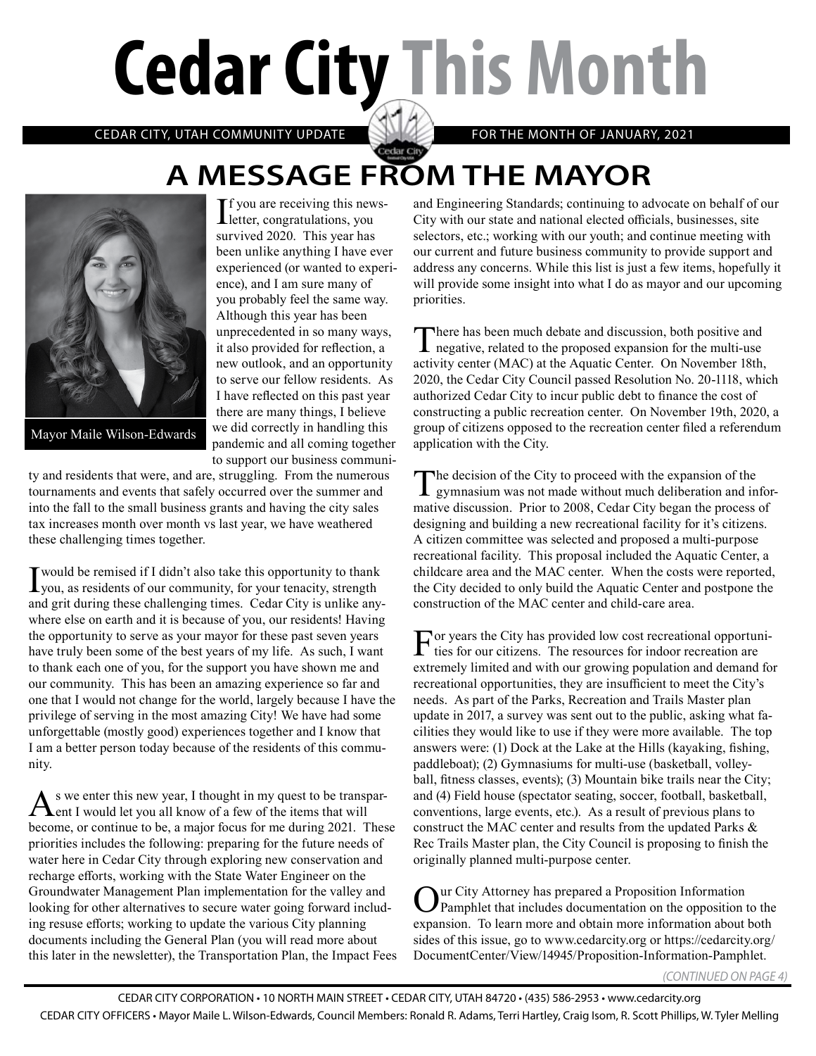# Cedar City This Month

CEDAR CITY, UTAH COMMUNITY UPDATE FOR THE MONTH OF JANUARY, 2021

## A MESSAGE FROM THE MAYOR

Mayor Maile Wilson-Edwards

If you are receiving this newsletter, congratulations, you survived 2020. This year has been unlike anything I have ever experienced (or wanted to experience), and I am sure many of you probably feel the same way. Although this year has been unprecedented in so many ways, it also provided for reflection, a new outlook, and an opportunity to serve our fellow residents. As I have reflected on this past year there are many things, I believe we did correctly in handling this pandemic and all coming together to support our business community and residents that were, and are, struggling. From the numerous tournaments and events that safely occurred over the summer and into the fall to the small business grants and having the city sales tax increases month over month vs last year, we have weathered these challenging times together.

I would be remised if I didn't also take this opportunity to thank you, as residents of our community, for your tenacity, strength and grit during these challenging times. Cedar City is unlike anywhere else on earth and it is because of you, our residents! Having the opportunity to serve as your mayor for these past seven years have truly been some of the best years of my life. As such, I want to thank each one of you, for the support you have shown me and our community. This has been an amazing experience so far and one that I would not change for the world, largely because I have the privilege of serving in the most amazing City! We have had some unforgettable (mostly good) experiences together and I know that I am a better person today because of the residents of this community.

As we enter this new year, I thought in my quest to be transparent I would let you all know of a few of the items that will become, or continue to be, a major focus for me during 2021. These priorities includes the following: preparing for the future needs of water here in Cedar City through exploring new conservation and recharge efforts, working with the State Water Engineer on the Groundwater Management Plan implementation for the valley and looking for other alternatives to secure water going forward including resuse efforts; working to update the various City planning documents including the General Plan (you will read more about this later in the newsletter), the Transportation Plan, the Impact Fees and Engineering Standards; continuing to advocate on behalf of our City with our state and national elected officials, businesses, site selectors, etc.; working with our youth; and continue meeting with our current and future business community to provide support and address any concerns. While this list is just a few items, hopefully it will provide some insight into what I do as mayor and our upcoming priorities.

There has been much debate and discussion, both positive and negative, related to the proposed expansion for the multi-use activity center (MAC) at the Aquatic Center. On November 18th, 2020, the Cedar City Council passed Resolution No. 20-1118, which authorized Cedar City to incur public debt to finance the cost of constructing a public recreation center. On November 19th, 2020, a group of citizens opposed to the recreation center filed a referendum application with the City.

The decision of the City to proceed with the expansion of the gymnasium was not made without much deliberation and informative discussion. Prior to 2008, Cedar City began the process of designing and building a new recreational facility for it's citizens. A citizen committee was selected and proposed a multi-purpose recreational facility. This proposal included the Aquatic Center, a childcare area and the MAC center. When the costs were reported, the City decided to only build the Aquatic Center and postpone the construction of the MAC center and child-care area.

For years the City has provided low cost recreational opportunities for our citizens. The resources for indoor recreation are extremely limited and with our growing population and demand for recreational opportunities, they are insufficient to meet the City's needs. As part of the Parks, Recreation and Trails Master plan update in 2017, a survey was sent out to the public, asking what facilities they would like to use if they were more available. The top answers were: (1) Dock at the Lake at the Hills (kayaking, fishing, paddleboat); (2) Gymnasiums for multi-use (basketball, volleyball, fitness classes, events); (3) Mountain bike trails near the City; and (4) Field house (spectator seating, soccer, football, basketball, conventions, large events, etc.). As a result of previous plans to construct the MAC center and results from the updated Parks & Rec Trails Master plan, the City Council is proposing to finish the originally planned multi-purpose center.

Our City Attorney has prepared a Proposition Information Pamphlet that includes documentation on the opposition to the expansion. To learn more and obtain more information about both sides of this issue, go to www.cedarcity.org or https://cedarcity.org/DocumentCenter/View/14945/Proposition-Information-Pamphlet.

*(CONTINUED ON PAGE 4)*

CEDAR CITY CORPORATION • 10 NORTH MAIN STREET • CEDAR CITY, UTAH 84720 • (435) 586-2953 • www.cedarcity.org

CEDAR CITY OFFICERS • Mayor Maile L. Wilson-Edwards, Council Members: Ronald R. Adams, Terri Hartley, Craig Isom, R. Scott Phillips, W. Tyler Melling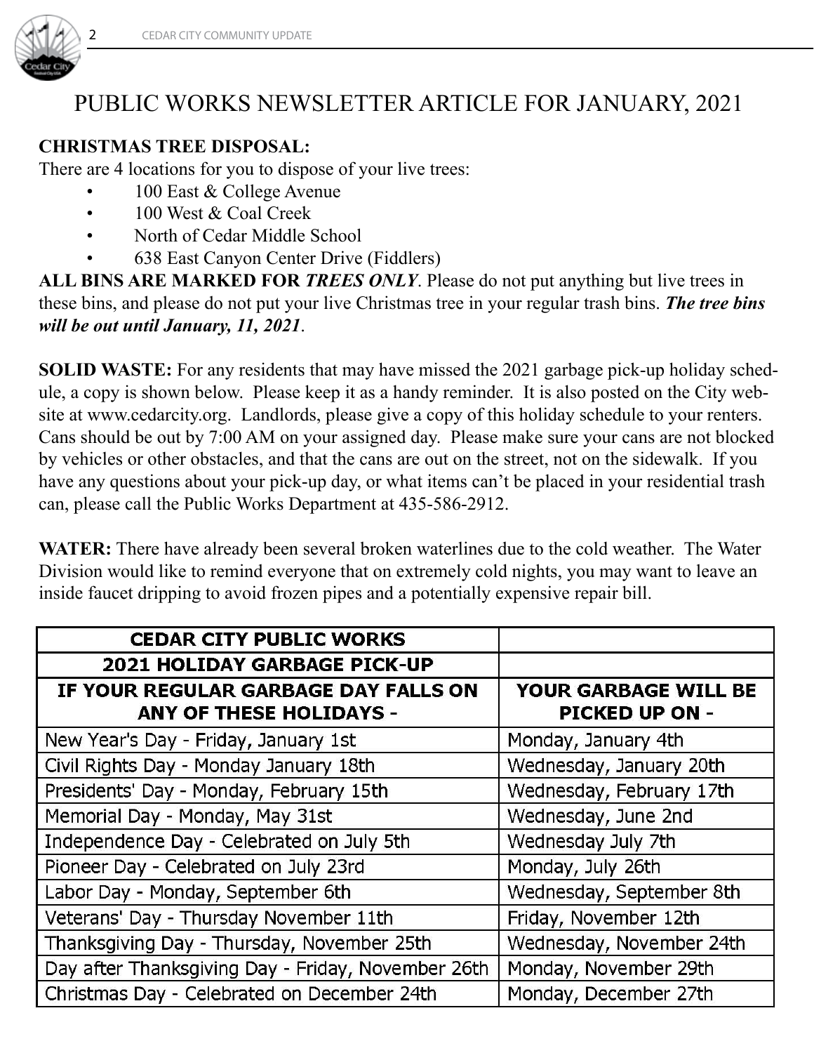# PUBLIC WORKS NEWSLETTER ARTICLE FOR JANUARY, 2021

**CHRISTMAS TREE DISPOSAL:**
There are 4 locations for you to dispose of your live trees:

- 100 East & College Avenue
- 100 West & Coal Creek
- North of Cedar Middle School
- 638 East Canyon Center Drive (Fiddlers)

**ALL BINS ARE MARKED FOR *TREES ONLY***. Please do not put anything but live trees in these bins, and please do not put your live Christmas tree in your regular trash bins. ***The tree bins will be out until January, 11, 2021***.

**SOLID WASTE:** For any residents that may have missed the 2021 garbage pick-up holiday schedule, a copy is shown below. Please keep it as a handy reminder. It is also posted on the City website at www.cedarcity.org. Landlords, please give a copy of this holiday schedule to your renters. Cans should be out by 7:00 AM on your assigned day. Please make sure your cans are not blocked by vehicles or other obstacles, and that the cans are out on the street, not on the sidewalk. If you have any questions about your pick-up day, or what items can't be placed in your residential trash can, please call the Public Works Department at 435-586-2912.

**WATER:** There have already been several broken waterlines due to the cold weather. The Water Division would like to remind everyone that on extremely cold nights, you may want to leave an inside faucet dripping to avoid frozen pipes and a potentially expensive repair bill.

| CEDAR CITY PUBLIC WORKS | |
|---|---|
| 2021 HOLIDAY GARBAGE PICK-UP | |
| IF YOUR REGULAR GARBAGE DAY FALLS ON ANY OF THESE HOLIDAYS - | YOUR GARBAGE WILL BE PICKED UP ON - |
| New Year's Day - Friday, January 1st | Monday, January 4th |
| Civil Rights Day - Monday January 18th | Wednesday, January 20th |
| Presidents' Day - Monday, February 15th | Wednesday, February 17th |
| Memorial Day - Monday, May 31st | Wednesday, June 2nd |
| Independence Day - Celebrated on July 5th | Wednesday July 7th |
| Pioneer Day - Celebrated on July 23rd | Monday, July 26th |
| Labor Day - Monday, September 6th | Wednesday, September 8th |
| Veterans' Day - Thursday November 11th | Friday, November 12th |
| Thanksgiving Day - Thursday, November 25th | Wednesday, November 24th |
| Day after Thanksgiving Day - Friday, November 26th | Monday, November 29th |
| Christmas Day - Celebrated on December 24th | Monday, December 27th |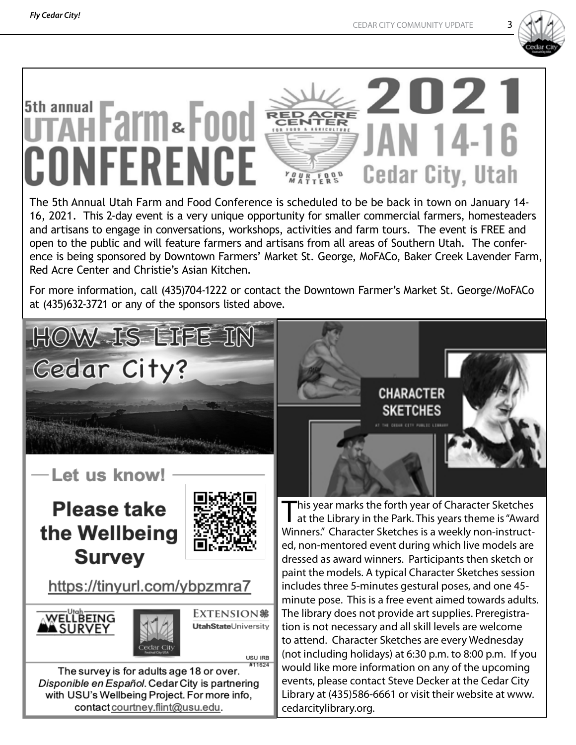# 5th annual UTAH Farm & Food CONFERENCE

**RED ACRE CENTER** FOR FOOD & AGRICULTURE — YOUR FOOD MATTERS

## 2021 JAN 14-16 Cedar City, Utah

The 5th Annual Utah Farm and Food Conference is scheduled to be be back in town on January 14-16, 2021. This 2-day event is a very unique opportunity for smaller commercial farmers, homesteaders and artisans to engage in conversations, workshops, activities and farm tours. The event is FREE and open to the public and will feature farmers and artisans from all areas of Southern Utah. The conference is being sponsored by Downtown Farmers' Market St. George, MoFACo, Baker Creek Lavender Farm, Red Acre Center and Christie's Asian Kitchen.

For more information, call (435)704-1222 or contact the Downtown Farmer's Market St. George/MoFACo at (435)632-3721 or any of the sponsors listed above.

## HOW IS LIFE IN Cedar City?

**— Let us know! —**

**Please take the Wellbeing Survey**

https://tinyurl.com/ybpzmra7

Utah WELLBEING SURVEY — Cedar City — EXTENSION UtahStateUniversity

USU IRB #11624

The survey is for adults age 18 or over. *Disponible en Español*. Cedar City is partnering with USU's Wellbeing Project. For more info, contact courtney.flint@usu.edu.

## CHARACTER SKETCHES

AT THE CEDAR CITY PUBLIC LIBRARY

This year marks the forth year of Character Sketches at the Library in the Park. This years theme is "Award Winners." Character Sketches is a weekly non-instructed, non-mentored event during which live models are dressed as award winners. Participants then sketch or paint the models. A typical Character Sketches session includes three 5-minutes gestural poses, and one 45-minute pose. This is a free event aimed towards adults. The library does not provide art supplies. Preregistration is not necessary and all skill levels are welcome to attend. Character Sketches are every Wednesday (not including holidays) at 6:30 p.m. to 8:00 p.m. If you would like more information on any of the upcoming events, please contact Steve Decker at the Cedar City Library at (435)586-6661 or visit their website at www.cedarcitylibrary.org.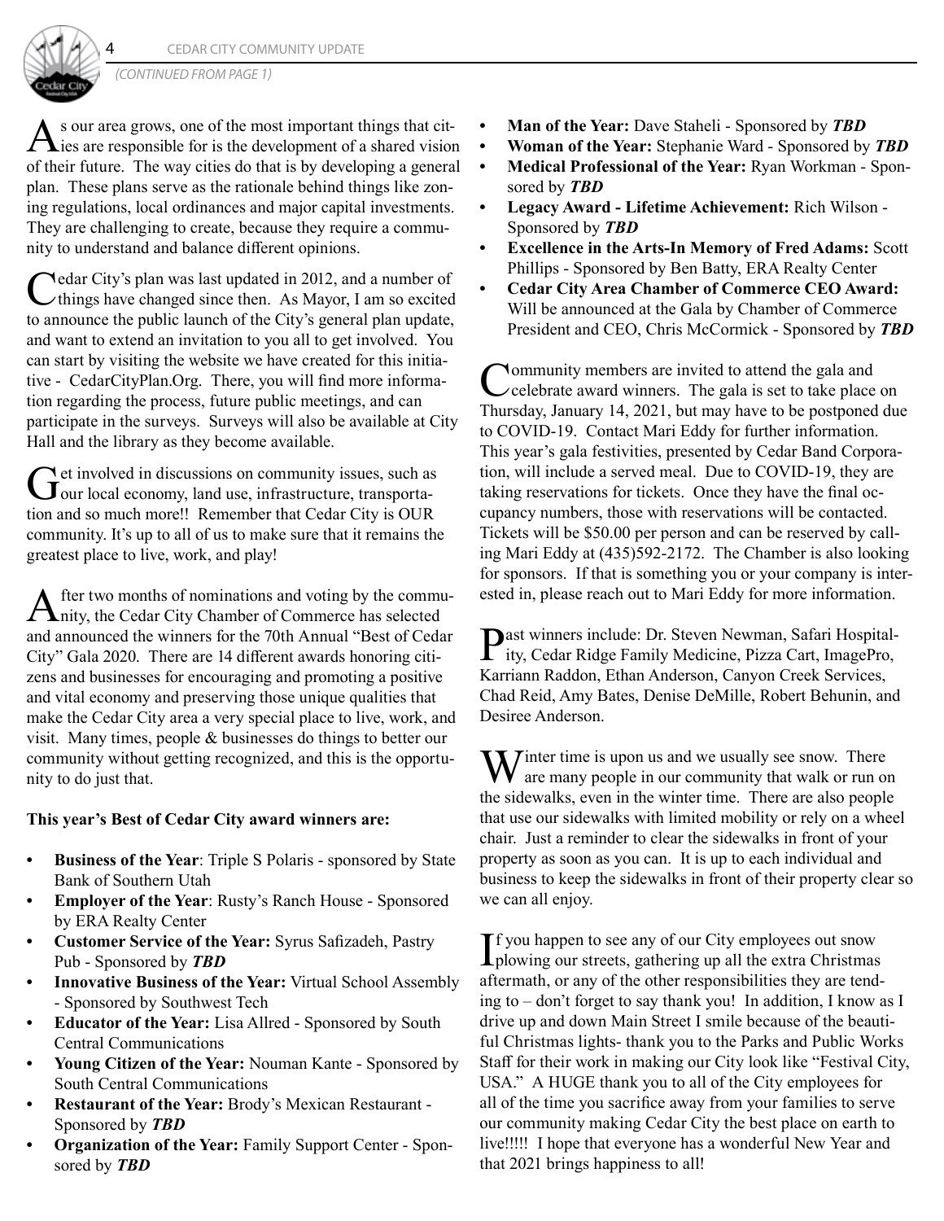*(CONTINUED FROM PAGE 1)*

As our area grows, one of the most important things that cities are responsible for is the development of a shared vision of their future. The way cities do that is by developing a general plan. These plans serve as the rationale behind things like zoning regulations, local ordinances and major capital investments. They are challenging to create, because they require a community to understand and balance different opinions.

Cedar City's plan was last updated in 2012, and a number of things have changed since then. As Mayor, I am so excited to announce the public launch of the City's general plan update, and want to extend an invitation to you all to get involved. You can start by visiting the website we have created for this initiative - CedarCityPlan.Org. There, you will find more information regarding the process, future public meetings, and can participate in the surveys. Surveys will also be available at City Hall and the library as they become available.

Get involved in discussions on community issues, such as our local economy, land use, infrastructure, transportation and so much more!! Remember that Cedar City is OUR community. It's up to all of us to make sure that it remains the greatest place to live, work, and play!

After two months of nominations and voting by the community, the Cedar City Chamber of Commerce has selected and announced the winners for the 70th Annual "Best of Cedar City" Gala 2020. There are 14 different awards honoring citizens and businesses for encouraging and promoting a positive and vital economy and preserving those unique qualities that make the Cedar City area a very special place to live, work, and visit. Many times, people & businesses do things to better our community without getting recognized, and this is the opportunity to do just that.

**This year's Best of Cedar City award winners are:**

- **Business of the Year**: Triple S Polaris - sponsored by State Bank of Southern Utah
- **Employer of the Year**: Rusty's Ranch House - Sponsored by ERA Realty Center
- **Customer Service of the Year:** Syrus Safizadeh, Pastry Pub - Sponsored by ***TBD***
- **Innovative Business of the Year:** Virtual School Assembly - Sponsored by Southwest Tech
- **Educator of the Year:** Lisa Allred - Sponsored by South Central Communications
- **Young Citizen of the Year:** Nouman Kante - Sponsored by South Central Communications
- **Restaurant of the Year:** Brody's Mexican Restaurant - Sponsored by ***TBD***
- **Organization of the Year:** Family Support Center - Sponsored by ***TBD***
- **Man of the Year:** Dave Staheli - Sponsored by ***TBD***
- **Woman of the Year:** Stephanie Ward - Sponsored by ***TBD***
- **Medical Professional of the Year:** Ryan Workman - Sponsored by ***TBD***
- **Legacy Award - Lifetime Achievement:** Rich Wilson - Sponsored by ***TBD***
- **Excellence in the Arts-In Memory of Fred Adams:** Scott Phillips - Sponsored by Ben Batty, ERA Realty Center
- **Cedar City Area Chamber of Commerce CEO Award:** Will be announced at the Gala by Chamber of Commerce President and CEO, Chris McCormick - Sponsored by ***TBD***

Community members are invited to attend the gala and celebrate award winners. The gala is set to take place on Thursday, January 14, 2021, but may have to be postponed due to COVID-19. Contact Mari Eddy for further information. This year's gala festivities, presented by Cedar Band Corporation, will include a served meal. Due to COVID-19, they are taking reservations for tickets. Once they have the final occupancy numbers, those with reservations will be contacted. Tickets will be $50.00 per person and can be reserved by calling Mari Eddy at (435)592-2172. The Chamber is also looking for sponsors. If that is something you or your company is interested in, please reach out to Mari Eddy for more information.

Past winners include: Dr. Steven Newman, Safari Hospitality, Cedar Ridge Family Medicine, Pizza Cart, ImagePro, Karriann Raddon, Ethan Anderson, Canyon Creek Services, Chad Reid, Amy Bates, Denise DeMille, Robert Behunin, and Desiree Anderson.

Winter time is upon us and we usually see snow. There are many people in our community that walk or run on the sidewalks, even in the winter time. There are also people that use our sidewalks with limited mobility or rely on a wheel chair. Just a reminder to clear the sidewalks in front of your property as soon as you can. It is up to each individual and business to keep the sidewalks in front of their property clear so we can all enjoy.

If you happen to see any of our City employees out snow plowing our streets, gathering up all the extra Christmas aftermath, or any of the other responsibilities they are tending to – don't forget to say thank you! In addition, I know as I drive up and down Main Street I smile because of the beautiful Christmas lights- thank you to the Parks and Public Works Staff for their work in making our City look like "Festival City, USA." A HUGE thank you to all of the City employees for all of the time you sacrifice away from your families to serve our community making Cedar City the best place on earth to live!!!!! I hope that everyone has a wonderful New Year and that 2021 brings happiness to all!